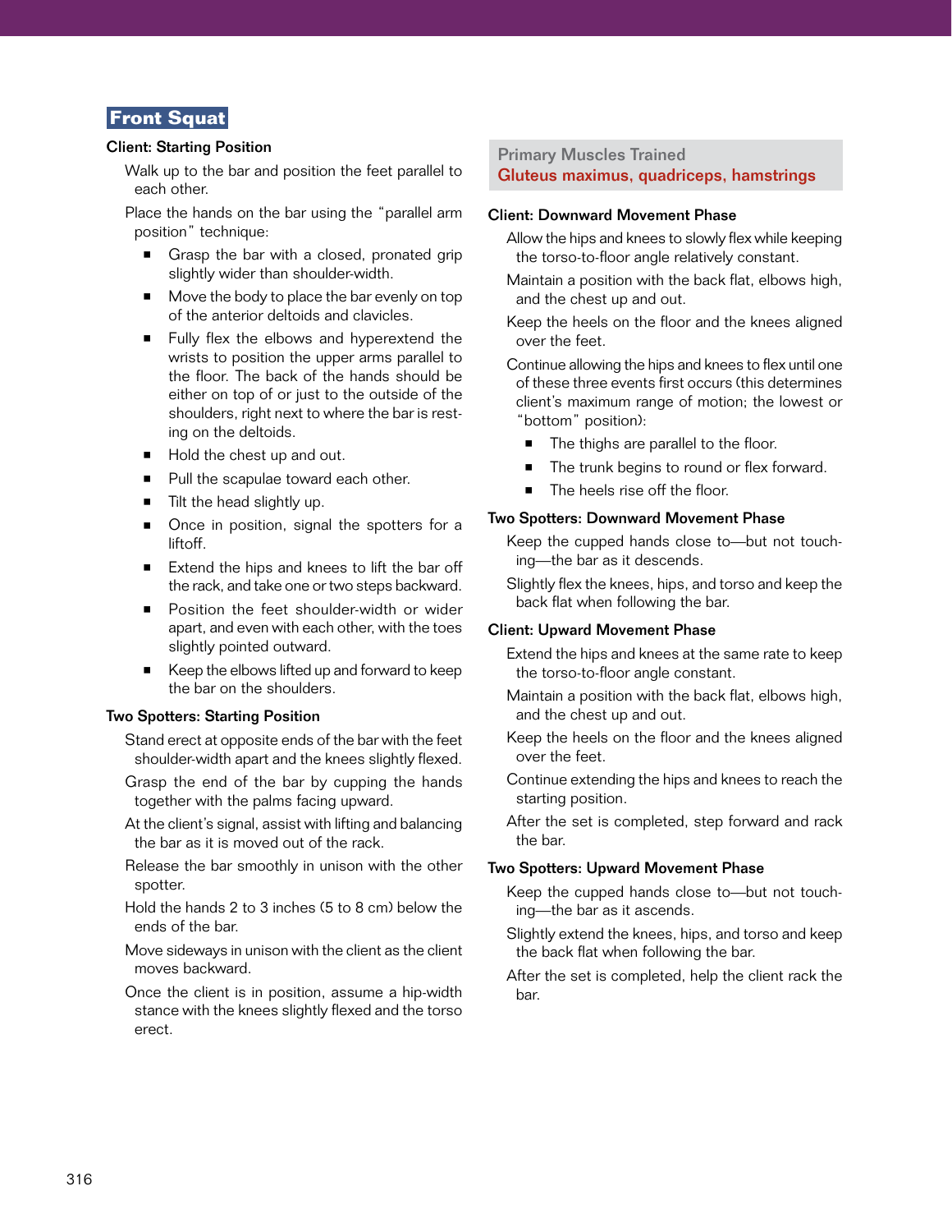# Front Squat

### Client: Starting Position

Walk up to the bar and position the feet parallel to each other.

Place the hands on the bar using the “parallel arm position” technique:

- Grasp the bar with a closed, pronated grip slightly wider than shoulder-width.
- Move the body to place the bar evenly on top of the anterior deltoids and clavicles.
- Fully flex the elbows and hyperextend the wrists to position the upper arms parallel to the floor. The back of the hands should be either on top of or just to the outside of the shoulders, right next to where the bar is resting on the deltoids.
- Hold the chest up and out.
- Pull the scapulae toward each other.
- Tilt the head slightly up.
- Once in position, signal the spotters for a liftoff.
- Extend the hips and knees to lift the bar off the rack, and take one or two steps backward.
- Position the feet shoulder-width or wider apart, and even with each other, with the toes slightly pointed outward.
- Keep the elbows lifted up and forward to keep the bar on the shoulders.

### Two Spotters: Starting Position

Stand erect at opposite ends of the bar with the feet shoulder-width apart and the knees slightly flexed.

Grasp the end of the bar by cupping the hands together with the palms facing upward.

At the client’s signal, assist with lifting and balancing the bar as it is moved out of the rack.

Release the bar smoothly in unison with the other spotter.

Hold the hands 2 to 3 inches (5 to 8 cm) below the ends of the bar.

Move sideways in unison with the client as the client moves backward.

Once the client is in position, assume a hip-width stance with the knees slightly flexed and the torso erect.

**Primary Muscles Trained**
**Gluteus maximus, quadriceps, hamstrings**

### Client: Downward Movement Phase

Allow the hips and knees to slowly flex while keeping the torso-to-floor angle relatively constant.

Maintain a position with the back flat, elbows high, and the chest up and out.

Keep the heels on the floor and the knees aligned over the feet.

Continue allowing the hips and knees to flex until one of these three events first occurs (this determines client’s maximum range of motion; the lowest or “bottom” position):

- The thighs are parallel to the floor.
- The trunk begins to round or flex forward.
- The heels rise off the floor.

### Two Spotters: Downward Movement Phase

Keep the cupped hands close to—but not touching—the bar as it descends.

Slightly flex the knees, hips, and torso and keep the back flat when following the bar.

### Client: Upward Movement Phase

Extend the hips and knees at the same rate to keep the torso-to-floor angle constant.

Maintain a position with the back flat, elbows high, and the chest up and out.

Keep the heels on the floor and the knees aligned over the feet.

Continue extending the hips and knees to reach the starting position.

After the set is completed, step forward and rack the bar.

### Two Spotters: Upward Movement Phase

Keep the cupped hands close to—but not touching—the bar as it ascends.

Slightly extend the knees, hips, and torso and keep the back flat when following the bar.

After the set is completed, help the client rack the bar.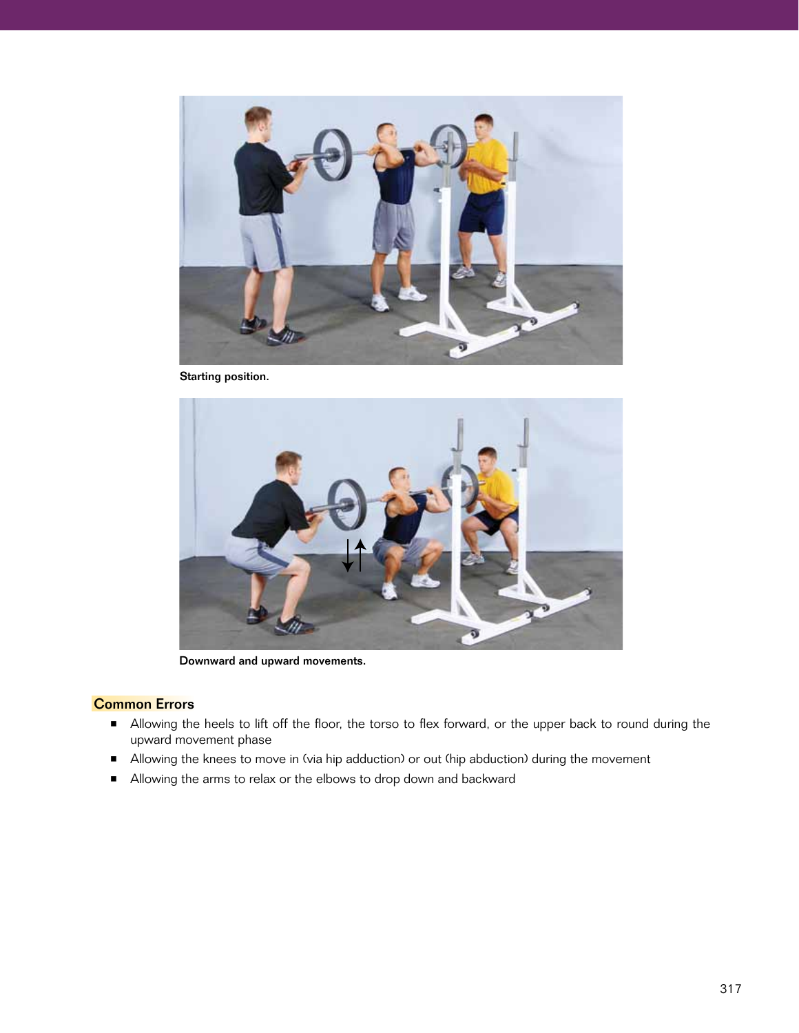Starting position.

Downward and upward movements.

## Common Errors

- Allowing the heels to lift off the floor, the torso to flex forward, or the upper back to round during the upward movement phase
- Allowing the knees to move in (via hip adduction) or out (hip abduction) during the movement
- Allowing the arms to relax or the elbows to drop down and backward